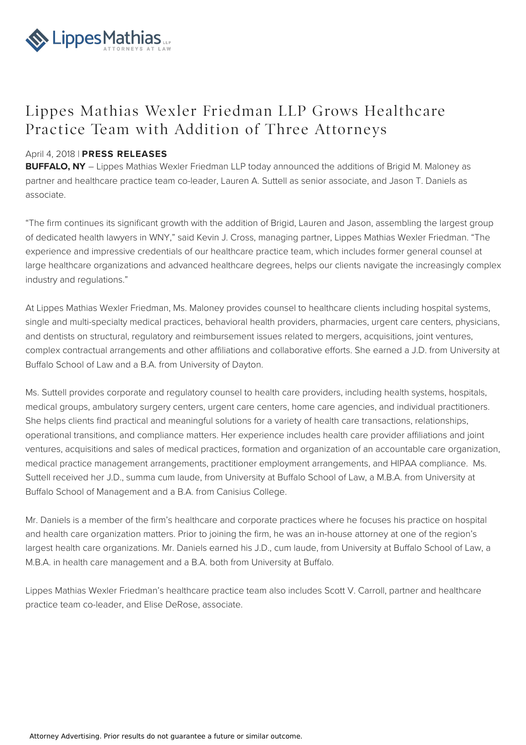# Lippes Mathias Wexler Friedman LLP Grows Healthcare Practice Team with Addition of Three Attorneys

April 4, 2018 | **PRESS RELEASES**

**BUFFALO, NY** – Lippes Mathias Wexler Friedman LLP today announced the additions of Brigid M. Maloney as partner and healthcare practice team co-leader, Lauren A. Suttell as senior associate, and Jason T. Daniels as associate.

"The firm continues its significant growth with the addition of Brigid, Lauren and Jason, assembling the largest group of dedicated health lawyers in WNY," said Kevin J. Cross, managing partner, Lippes Mathias Wexler Friedman. "The experience and impressive credentials of our healthcare practice team, which includes former general counsel at large healthcare organizations and advanced healthcare degrees, helps our clients navigate the increasingly complex industry and regulations."

At Lippes Mathias Wexler Friedman, Ms. Maloney provides counsel to healthcare clients including hospital systems, single and multi-specialty medical practices, behavioral health providers, pharmacies, urgent care centers, physicians, and dentists on structural, regulatory and reimbursement issues related to mergers, acquisitions, joint ventures, complex contractual arrangements and other affiliations and collaborative efforts. She earned a J.D. from University at Buffalo School of Law and a B.A. from University of Dayton.

Ms. Suttell provides corporate and regulatory counsel to health care providers, including health systems, hospitals, medical groups, ambulatory surgery centers, urgent care centers, home care agencies, and individual practitioners. She helps clients find practical and meaningful solutions for a variety of health care transactions, relationships, operational transitions, and compliance matters. Her experience includes health care provider affiliations and joint ventures, acquisitions and sales of medical practices, formation and organization of an accountable care organization, medical practice management arrangements, practitioner employment arrangements, and HIPAA compliance. Ms. Suttell received her J.D., summa cum laude, from University at Buffalo School of Law, a M.B.A. from University at Buffalo School of Management and a B.A. from Canisius College.

Mr. Daniels is a member of the firm's healthcare and corporate practices where he focuses his practice on hospital and health care organization matters. Prior to joining the firm, he was an in-house attorney at one of the region's largest health care organizations. Mr. Daniels earned his J.D., cum laude, from University at Buffalo School of Law, a M.B.A. in health care management and a B.A. both from University at Buffalo.

Lippes Mathias Wexler Friedman's healthcare practice team also includes Scott V. Carroll, partner and healthcare practice team co-leader, and Elise DeRose, associate.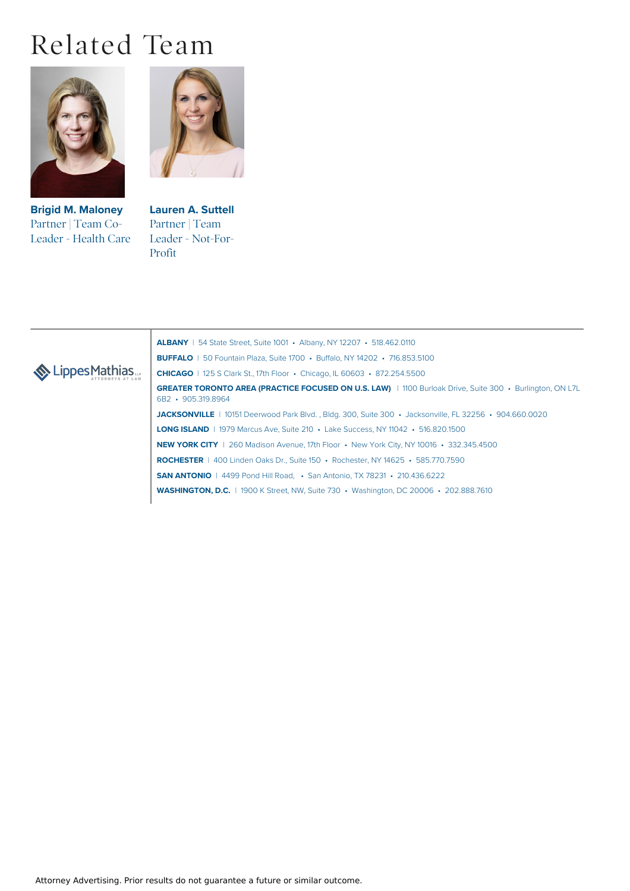# Related Team

**Brigid M. Maloney**
Partner | Team Co-Leader - Health Care

**Lauren A. Suttell**
Partner | Team Leader - Not-For-Profit

LippesMathias LLP ATTORNEYS AT LAW

**ALBANY** | 54 State Street, Suite 1001 • Albany, NY 12207 • 518.462.0110

**BUFFALO** | 50 Fountain Plaza, Suite 1700 • Buffalo, NY 14202 • 716.853.5100

**CHICAGO** | 125 S Clark St., 17th Floor • Chicago, IL 60603 • 872.254.5500

**GREATER TORONTO AREA (PRACTICE FOCUSED ON U.S. LAW)** | 1100 Burloak Drive, Suite 300 • Burlington, ON L7L 6B2 • 905.319.8964

**JACKSONVILLE** | 10151 Deerwood Park Blvd. , Bldg. 300, Suite 300 • Jacksonville, FL 32256 • 904.660.0020

**LONG ISLAND** | 1979 Marcus Ave, Suite 210 • Lake Success, NY 11042 • 516.820.1500

**NEW YORK CITY** | 260 Madison Avenue, 17th Floor • New York City, NY 10016 • 332.345.4500

**ROCHESTER** | 400 Linden Oaks Dr., Suite 150 • Rochester, NY 14625 • 585.770.7590

**SAN ANTONIO** | 4499 Pond Hill Road, • San Antonio, TX 78231 • 210.436.6222

**WASHINGTON, D.C.** | 1900 K Street, NW, Suite 730 • Washington, DC 20006 • 202.888.7610

Attorney Advertising. Prior results do not guarantee a future or similar outcome.